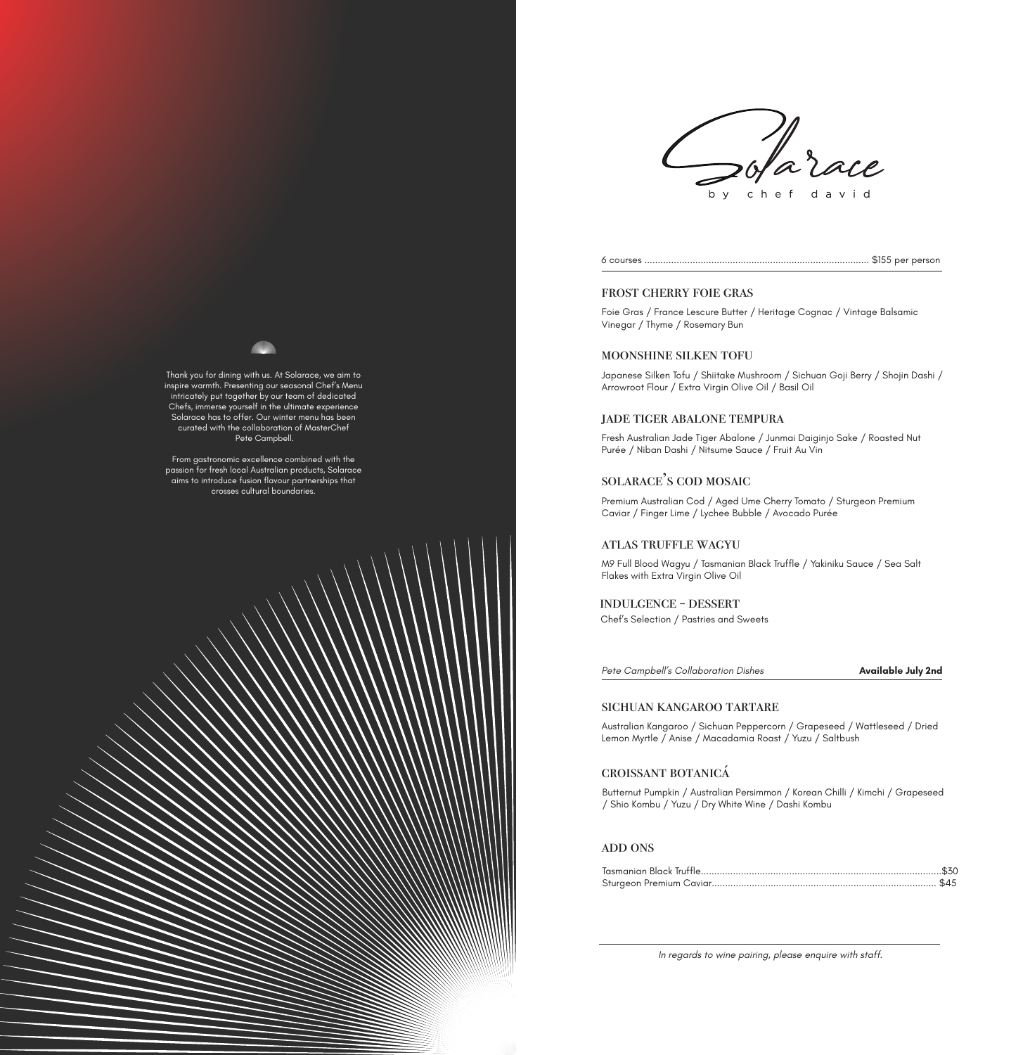Thank you for dining with us. At Solarace, we aim to inspire warmth. Presenting our seasonal Chef's Menu intricately put together by our team of dedicated Chefs, immerse yourself in the ultimate experience Solarace has to offer. Our winter menu has been curated with the collaboration of MasterChef Pete Campbell.

From gastronomic excellence combined with the passion for fresh local Australian products, Solarace aims to introduce fusion flavour partnerships that crosses cultural boundaries.

# Solarace

by chef david

6 courses ........................................................................................ $155 per person

## FROST CHERRY FOIE GRAS

Foie Gras / France Lescure Butter / Heritage Cognac / Vintage Balsamic Vinegar / Thyme / Rosemary Bun

## MOONSHINE SILKEN TOFU

Japanese Silken Tofu / Shiitake Mushroom / Sichuan Goji Berry / Shojin Dashi / Arrowroot Flour / Extra Virgin Olive Oil / Basil Oil

## JADE TIGER ABALONE TEMPURA

Fresh Australian Jade Tiger Abalone / Junmai Daiginjo Sake / Roasted Nut Purée / Niban Dashi / Nitsume Sauce / Fruit Au Vin

## SOLARACE'S COD MOSAIC

Premium Australian Cod / Aged Ume Cherry Tomato / Sturgeon Premium Caviar / Finger Lime / Lychee Bubble / Avocado Purée

## ATLAS TRUFFLE WAGYU

M9 Full Blood Wagyu / Tasmanian Black Truffle / Yakiniku Sauce / Sea Salt Flakes with Extra Virgin Olive Oil

## INDULGENCE - DESSERT

Chef's Selection / Pastries and Sweets

*Pete Campbell's Collaboration Dishes* **Available July 2nd**

## SICHUAN KANGAROO TARTARE

Australian Kangaroo / Sichuan Peppercorn / Grapeseed / Wattleseed / Dried Lemon Myrtle / Anise / Macadamia Roast / Yuzu / Saltbush

## CROISSANT BOTANICÁ

Butternut Pumpkin / Australian Persimmon / Korean Chilli / Kimchi / Grapeseed / Shio Kombu / Yuzu / Dry White Wine / Dashi Kombu

## ADD ONS

Tasmanian Black Truffle........................................................................................$30
Sturgeon Premium Caviar...................................................................................... $45

*In regards to wine pairing, please enquire with staff.*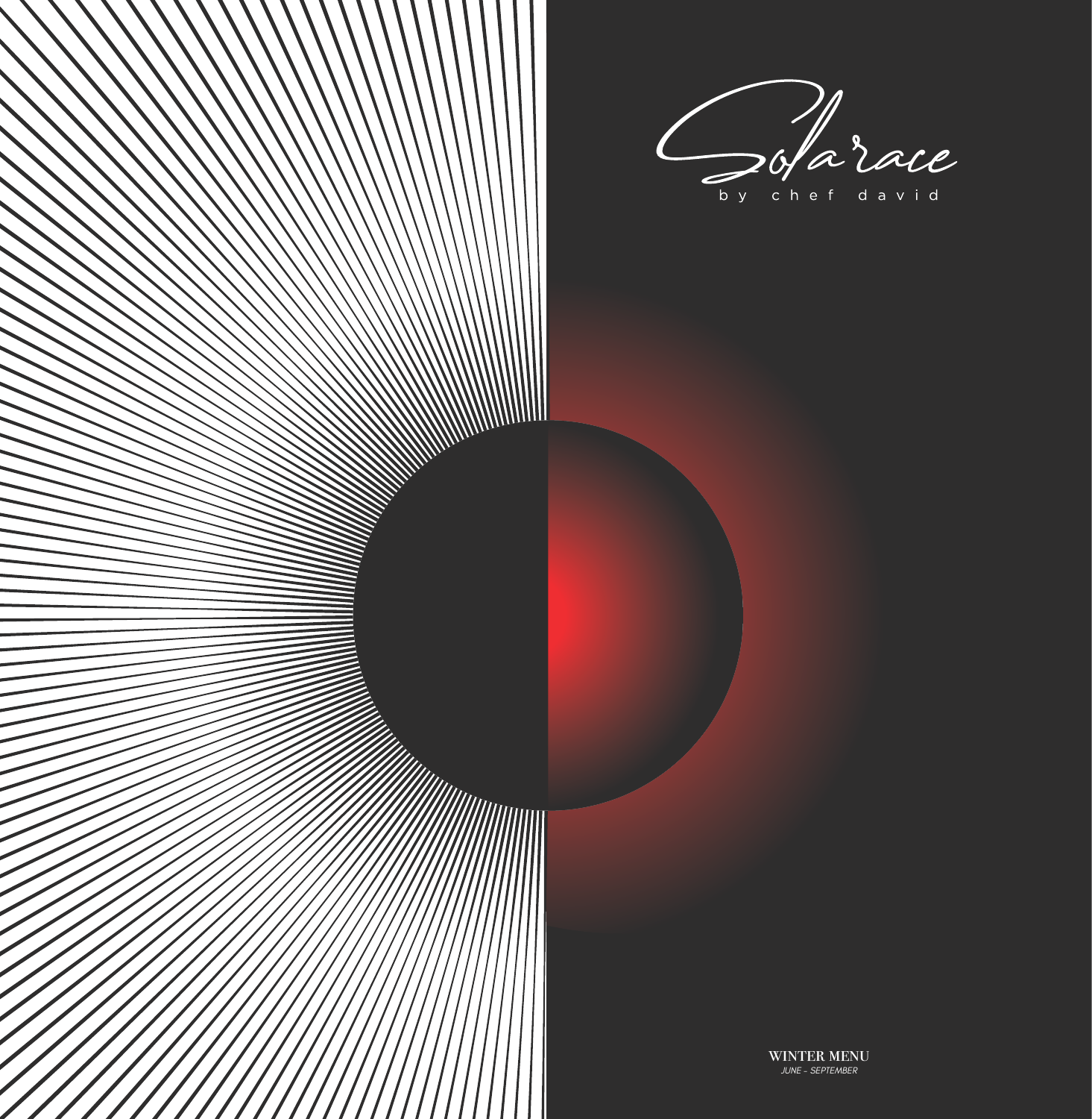# Solarace

by chef david

**WINTER MENU**

*JUNE - SEPTEMBER*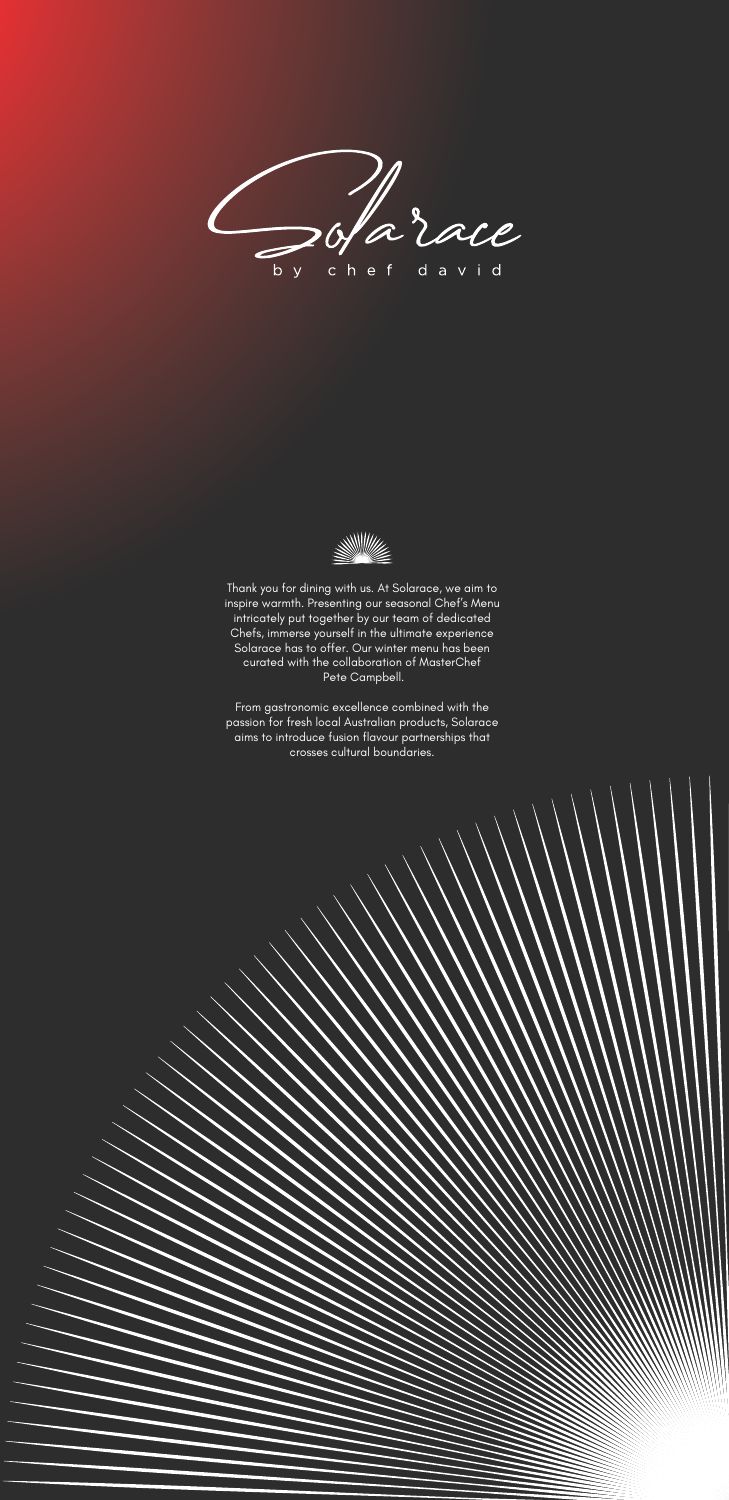# Solarace

by chef david

Thank you for dining with us. At Solarace, we aim to inspire warmth. Presenting our seasonal Chef's Menu intricately put together by our team of dedicated Chefs, immerse yourself in the ultimate experience Solarace has to offer. Our winter menu has been curated with the collaboration of MasterChef Pete Campbell.

From gastronomic excellence combined with the passion for fresh local Australian products, Solarace aims to introduce fusion flavour partnerships that crosses cultural boundaries.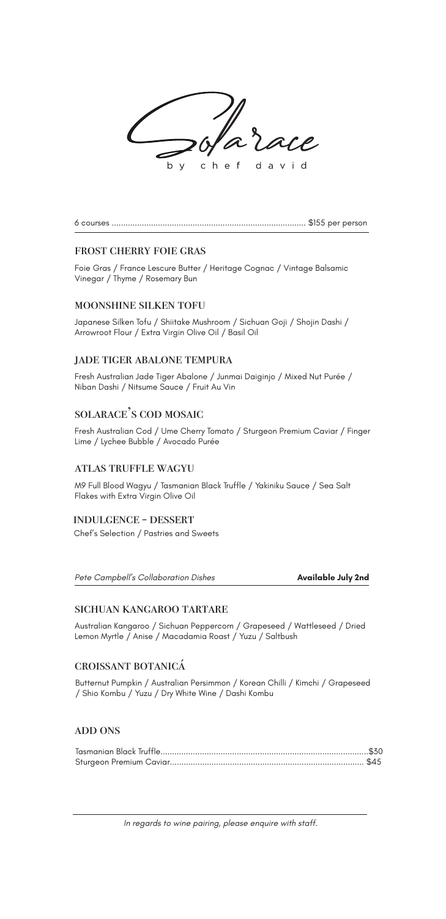# Solarace

by chef david

6 courses .................................................................................. $155 per person

## FROST CHERRY FOIE GRAS

Foie Gras / France Lescure Butter / Heritage Cognac / Vintage Balsamic Vinegar / Thyme / Rosemary Bun

## MOONSHINE SILKEN TOFU

Japanese Silken Tofu / Shiitake Mushroom / Sichuan Goji / Shojin Dashi / Arrowroot Flour / Extra Virgin Olive Oil / Basil Oil

## JADE TIGER ABALONE TEMPURA

Fresh Australian Jade Tiger Abalone / Junmai Daiginjo / Mixed Nut Purée / Niban Dashi / Nitsume Sauce / Fruit Au Vin

## SOLARACE'S COD MOSAIC

Fresh Australian Cod / Ume Cherry Tomato / Sturgeon Premium Caviar / Finger Lime / Lychee Bubble / Avocado Purée

## ATLAS TRUFFLE WAGYU

M9 Full Blood Wagyu / Tasmanian Black Truffle / Yakiniku Sauce / Sea Salt Flakes with Extra Virgin Olive Oil

## INDULGENCE - DESSERT

Chef's Selection / Pastries and Sweets

*Pete Campbell's Collaboration Dishes* **Available July 2nd**

## SICHUAN KANGAROO TARTARE

Australian Kangaroo / Sichuan Peppercorn / Grapeseed / Wattleseed / Dried Lemon Myrtle / Anise / Macadamia Roast / Yuzu / Saltbush

## CROISSANT BOTANICÁ

Butternut Pumpkin / Australian Persimmon / Korean Chilli / Kimchi / Grapeseed / Shio Kombu / Yuzu / Dry White Wine / Dashi Kombu

## ADD ONS

Tasmanian Black Truffle.........................................................................................$30
Sturgeon Premium Caviar.................................................................................. $45

*In regards to wine pairing, please enquire with staff.*